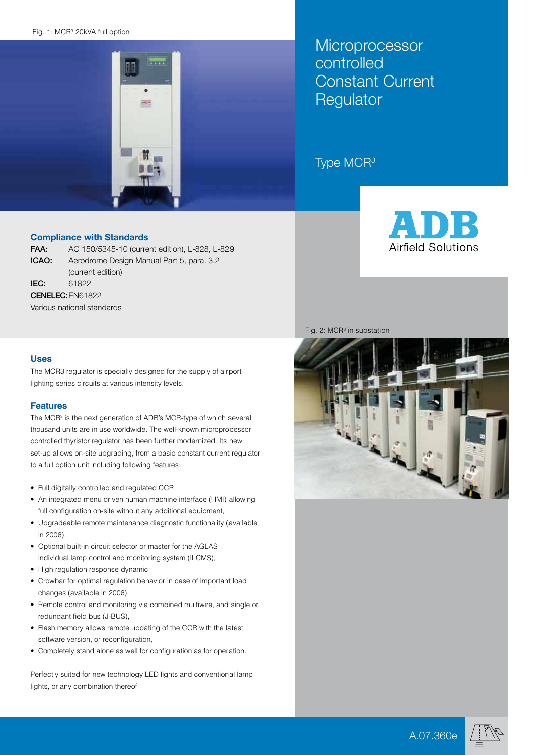Fig. 1: MCR³ 20kVA full option

# Microprocessor controlled Constant Current Regulator

## Type MCR³

ADB Airfield Solutions

### Compliance with Standards

**FAA:** AC 150/5345-10 (current edition), L-828, L-829
**ICAO:** Aerodrome Design Manual Part 5, para. 3.2 (current edition)
**IEC:** 61822
**CENELEC:** EN61822
Various national standards

Fig. 2: MCR³ in substation

### Uses

The MCR3 regulator is specially designed for the supply of airport lighting series circuits at various intensity levels.

### Features

The MCR³ is the next generation of ADB's MCR-type of which several thousand units are in use worldwide. The well-known microprocessor controlled thyristor regulator has been further modernized. Its new set-up allows on-site upgrading, from a basic constant current regulator to a full option unit including following features:

- Full digitally controlled and regulated CCR,
- An integrated menu driven human machine interface (HMI) allowing full configuration on-site without any additional equipment,
- Upgradeable remote maintenance diagnostic functionality (available in 2006),
- Optional built-in circuit selector or master for the AGLAS individual lamp control and monitoring system (ILCMS),
- High regulation response dynamic,
- Crowbar for optimal regulation behavior in case of important load changes (available in 2006),
- Remote control and monitoring via combined multiwire, and single or redundant field bus (J-BUS),
- Flash memory allows remote updating of the CCR with the latest software version, or reconfiguration,
- Completely stand alone as well for configuration as for operation.

Perfectly suited for new technology LED lights and conventional lamp lights, or any combination thereof.

A.07.360e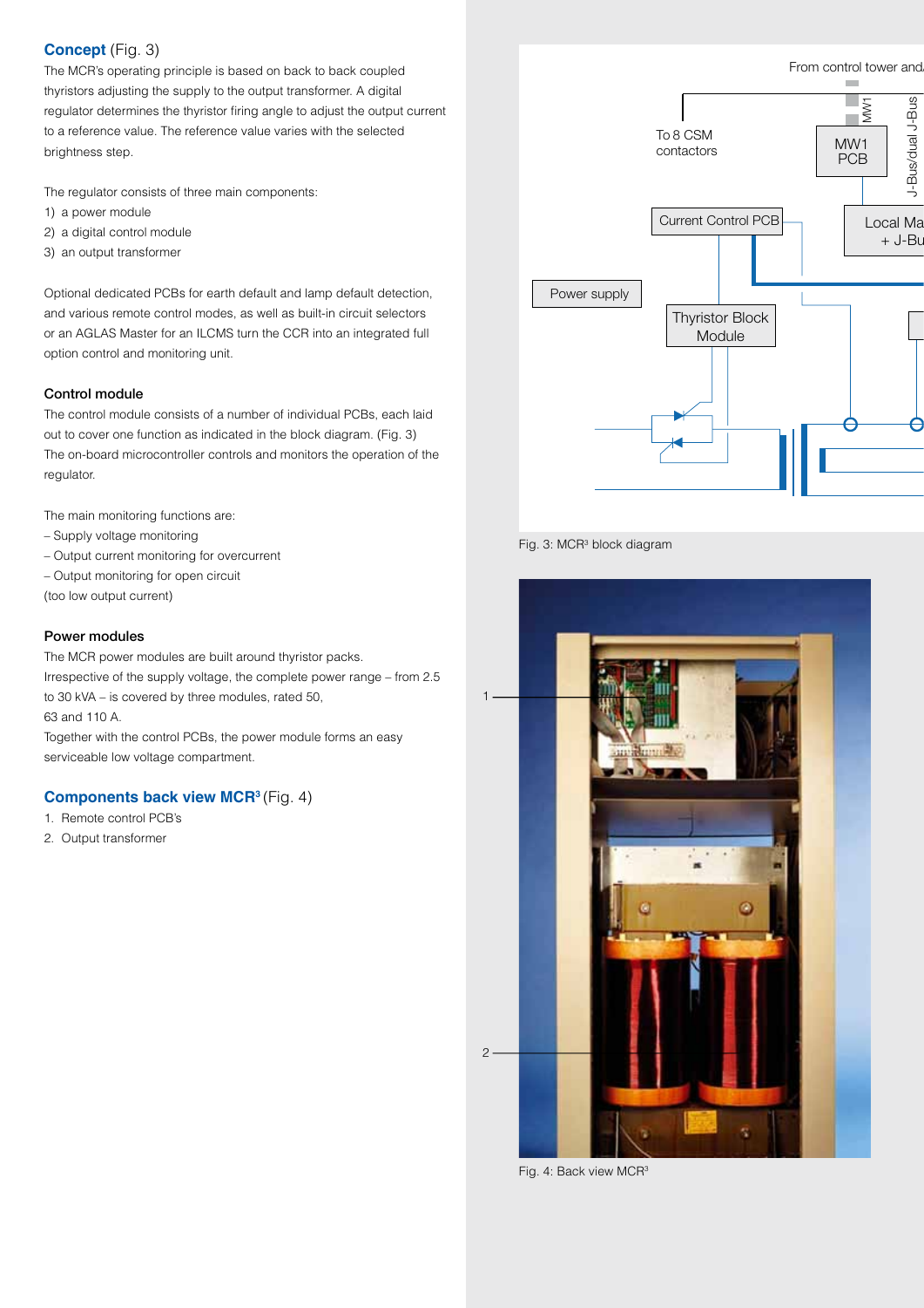## Concept (Fig. 3)

The MCR's operating principle is based on back to back coupled thyristors adjusting the supply to the output transformer. A digital regulator determines the thyristor firing angle to adjust the output current to a reference value. The reference value varies with the selected brightness step.

The regulator consists of three main components:

1) a power module
2) a digital control module
3) an output transformer

Optional dedicated PCBs for earth default and lamp default detection, and various remote control modes, as well as built-in circuit selectors or an AGLAS Master for an ILCMS turn the CCR into an integrated full option control and monitoring unit.

### Control module

The control module consists of a number of individual PCBs, each laid out to cover one function as indicated in the block diagram. (Fig. 3) The on-board microcontroller controls and monitors the operation of the regulator.

The main monitoring functions are:

– Supply voltage monitoring
– Output current monitoring for overcurrent
– Output monitoring for open circuit
(too low output current)

### Power modules

The MCR power modules are built around thyristor packs. Irrespective of the supply voltage, the complete power range – from 2.5 to 30 kVA – is covered by three modules, rated 50, 63 and 110 A.
Together with the control PCBs, the power module forms an easy serviceable low voltage compartment.

## Components back view MCR³ (Fig. 4)

1. Remote control PCB's
2. Output transformer

Fig. 3: MCR³ block diagram

Fig. 4: Back view MCR³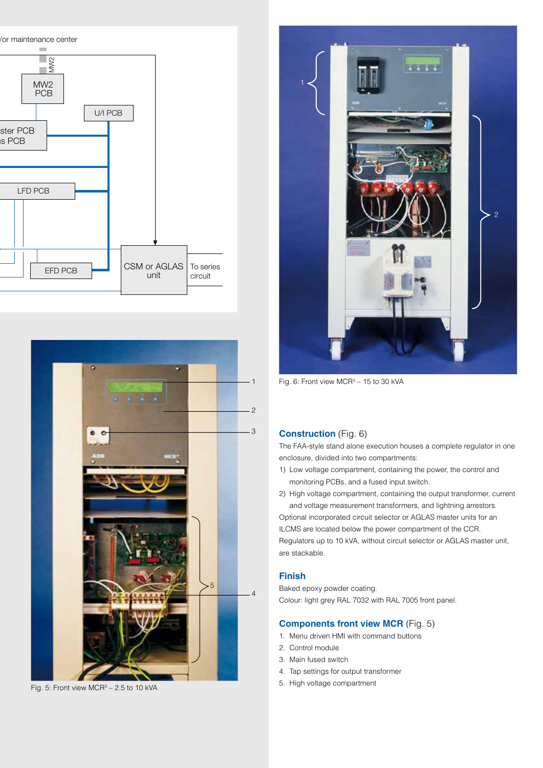Fig. 6: Front view MCR³ – 15 to 30 kVA

Fig. 5: Front view MCR³ – 2.5 to 10 kVA

## Construction (Fig. 6)

The FAA-style stand alone execution houses a complete regulator in one enclosure, divided into two compartments:

1) Low voltage compartment, containing the power, the control and monitoring PCBs, and a fused input switch.
2) High voltage compartment, containing the output transformer, current and voltage measurement transformers, and lightning arrestors.

Optional incorporated circuit selector or AGLAS master units for an ILCMS are located below the power compartment of the CCR.

Regulators up to 10 kVA, without circuit selector or AGLAS master unit, are stackable.

## Finish

Baked epoxy powder coating.

Colour: light grey RAL 7032 with RAL 7005 front panel.

## Components front view MCR (Fig. 5)

1. Menu driven HMI with command buttons
2. Control module
3. Main fused switch
4. Tap settings for output transformer
5. High voltage compartment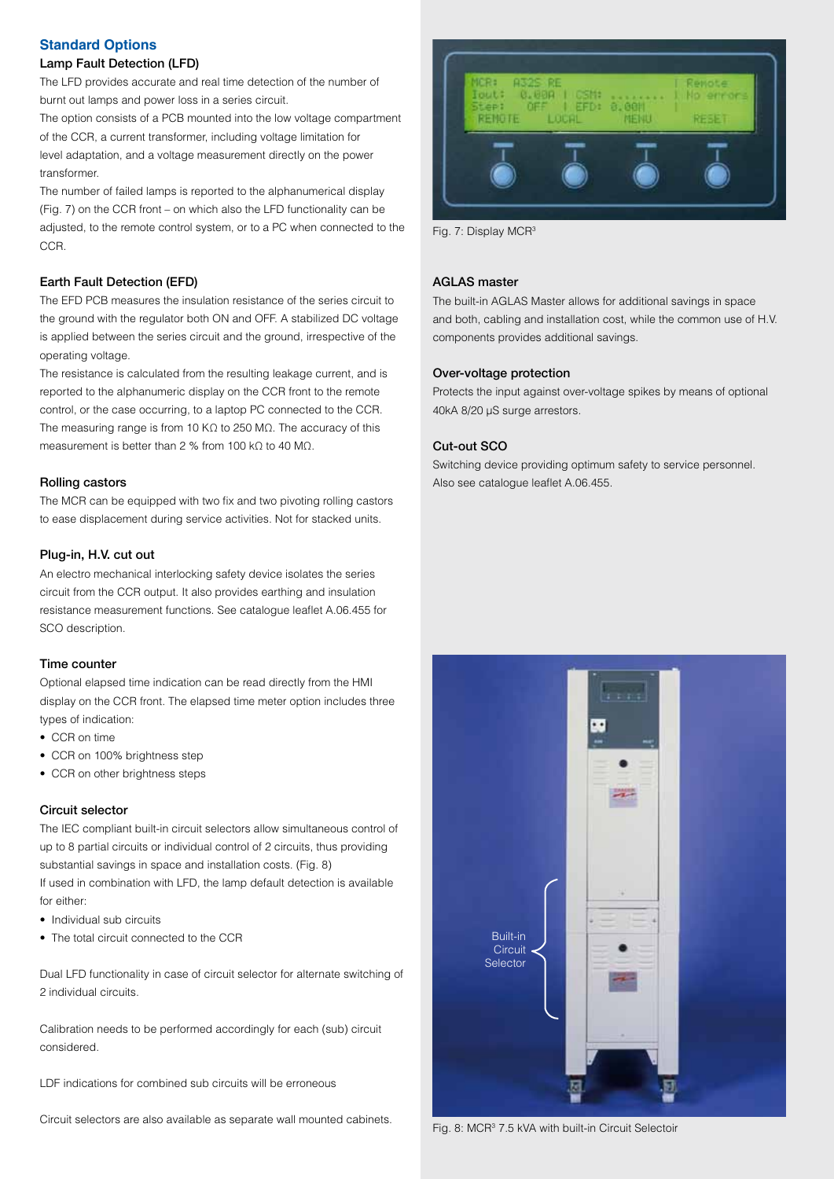## Standard Options

### Lamp Fault Detection (LFD)

The LFD provides accurate and real time detection of the number of burnt out lamps and power loss in a series circuit.

The option consists of a PCB mounted into the low voltage compartment of the CCR, a current transformer, including voltage limitation for level adaptation, and a voltage measurement directly on the power transformer.

The number of failed lamps is reported to the alphanumerical display (Fig. 7) on the CCR front – on which also the LFD functionality can be adjusted, to the remote control system, or to a PC when connected to the CCR.

### Earth Fault Detection (EFD)

The EFD PCB measures the insulation resistance of the series circuit to the ground with the regulator both ON and OFF. A stabilized DC voltage is applied between the series circuit and the ground, irrespective of the operating voltage.

The resistance is calculated from the resulting leakage current, and is reported to the alphanumeric display on the CCR front to the remote control, or the case occurring, to a laptop PC connected to the CCR. The measuring range is from 10 KΩ to 250 MΩ. The accuracy of this measurement is better than 2 % from 100 kΩ to 40 MΩ.

### Rolling castors

The MCR can be equipped with two fix and two pivoting rolling castors to ease displacement during service activities. Not for stacked units.

### Plug-in, H.V. cut out

An electro mechanical interlocking safety device isolates the series circuit from the CCR output. It also provides earthing and insulation resistance measurement functions. See catalogue leaflet A.06.455 for SCO description.

### Time counter

Optional elapsed time indication can be read directly from the HMI display on the CCR front. The elapsed time meter option includes three types of indication:

- CCR on time
- CCR on 100% brightness step
- CCR on other brightness steps

### Circuit selector

The IEC compliant built-in circuit selectors allow simultaneous control of up to 8 partial circuits or individual control of 2 circuits, thus providing substantial savings in space and installation costs. (Fig. 8)

If used in combination with LFD, the lamp default detection is available for either:

- Individual sub circuits
- The total circuit connected to the CCR

Dual LFD functionality in case of circuit selector for alternate switching of 2 individual circuits.

Calibration needs to be performed accordingly for each (sub) circuit considered.

LDF indications for combined sub circuits will be erroneous

Circuit selectors are also available as separate wall mounted cabinets.

Fig. 7: Display MCR[3]

### AGLAS master

The built-in AGLAS Master allows for additional savings in space and both, cabling and installation cost, while the common use of H.V. components provides additional savings.

### Over-voltage protection

Protects the input against over-voltage spikes by means of optional 40kA 8/20 µS surge arrestors.

### Cut-out SCO

Switching device providing optimum safety to service personnel. Also see catalogue leaflet A.06.455.

Fig. 8: MCR[3] 7.5 kVA with built-in Circuit Selectoir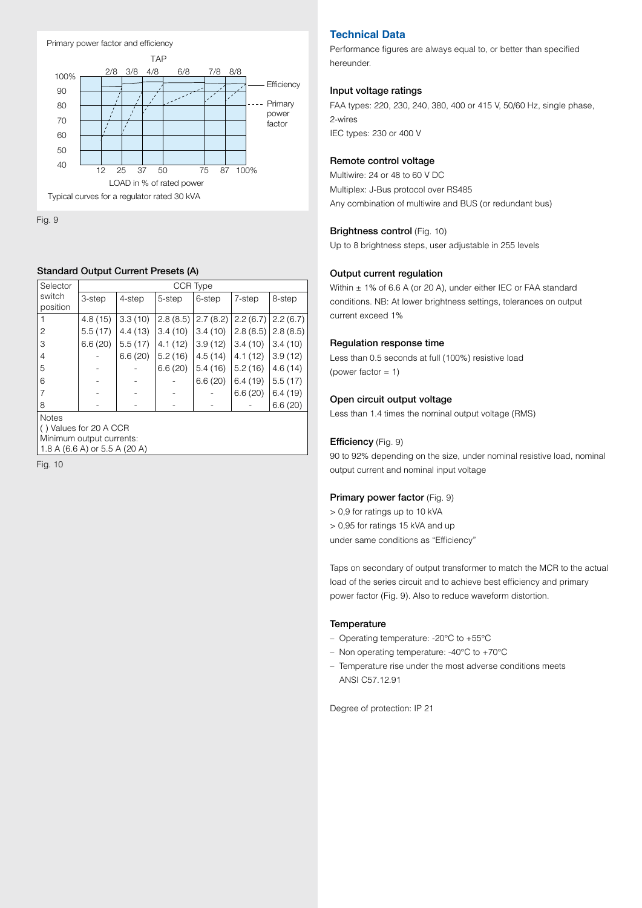Primary power factor and efficiency

TAP

2/8 3/8 4/8 6/8 7/8 8/8

100%
90
80
70
60
50
40

12 25 37 50 75 87 100%

LOAD in % of rated power

Efficiency

Primary power factor

Typical curves for a regulator rated 30 kVA

Fig. 9

### Standard Output Current Presets (A)

| Selector switch position | CCR Type | | | | | |
|---|---|---|---|---|---|---|
| | 3-step | 4-step | 5-step | 6-step | 7-step | 8-step |
| 1 | 4.8 (15) | 3.3 (10) | 2.8 (8.5) | 2.7 (8.2) | 2.2 (6.7) | 2.2 (6.7) |
| 2 | 5.5 (17) | 4.4 (13) | 3.4 (10) | 3.4 (10) | 2.8 (8.5) | 2.8 (8.5) |
| 3 | 6.6 (20) | 5.5 (17) | 4.1 (12) | 3.9 (12) | 3.4 (10) | 3.4 (10) |
| 4 | - | 6.6 (20) | 5.2 (16) | 4.5 (14) | 4.1 (12) | 3.9 (12) |
| 5 | - | - | 6.6 (20) | 5.4 (16) | 5.2 (16) | 4.6 (14) |
| 6 | - | - | - | 6.6 (20) | 6.4 (19) | 5.5 (17) |
| 7 | - | - | - | - | 6.6 (20) | 6.4 (19) |
| 8 | - | - | - | - | - | 6.6 (20) |

Notes
( ) Values for 20 A CCR
Minimum output currents:
1.8 A (6.6 A) or 5.5 A (20 A)

Fig. 10

## Technical Data

Performance figures are always equal to, or better than specified hereunder.

### Input voltage ratings

FAA types: 220, 230, 240, 380, 400 or 415 V, 50/60 Hz, single phase, 2-wires
IEC types: 230 or 400 V

### Remote control voltage

Multiwire: 24 or 48 to 60 V DC
Multiplex: J-Bus protocol over RS485
Any combination of multiwire and BUS (or redundant bus)

### Brightness control (Fig. 10)

Up to 8 brightness steps, user adjustable in 255 levels

### Output current regulation

Within ± 1% of 6.6 A (or 20 A), under either IEC or FAA standard conditions. NB: At lower brightness settings, tolerances on output current exceed 1%

### Regulation response time

Less than 0.5 seconds at full (100%) resistive load (power factor = 1)

### Open circuit output voltage

Less than 1.4 times the nominal output voltage (RMS)

### Efficiency (Fig. 9)

90 to 92% depending on the size, under nominal resistive load, nominal output current and nominal input voltage

### Primary power factor (Fig. 9)

> 0,9 for ratings up to 10 kVA
> 0,95 for ratings 15 kVA and up
under same conditions as "Efficiency"

Taps on secondary of output transformer to match the MCR to the actual load of the series circuit and to achieve best efficiency and primary power factor (Fig. 9). Also to reduce waveform distortion.

### Temperature

- Operating temperature: -20°C to +55°C
- Non operating temperature: -40°C to +70°C
- Temperature rise under the most adverse conditions meets ANSI C57.12.91

Degree of protection: IP 21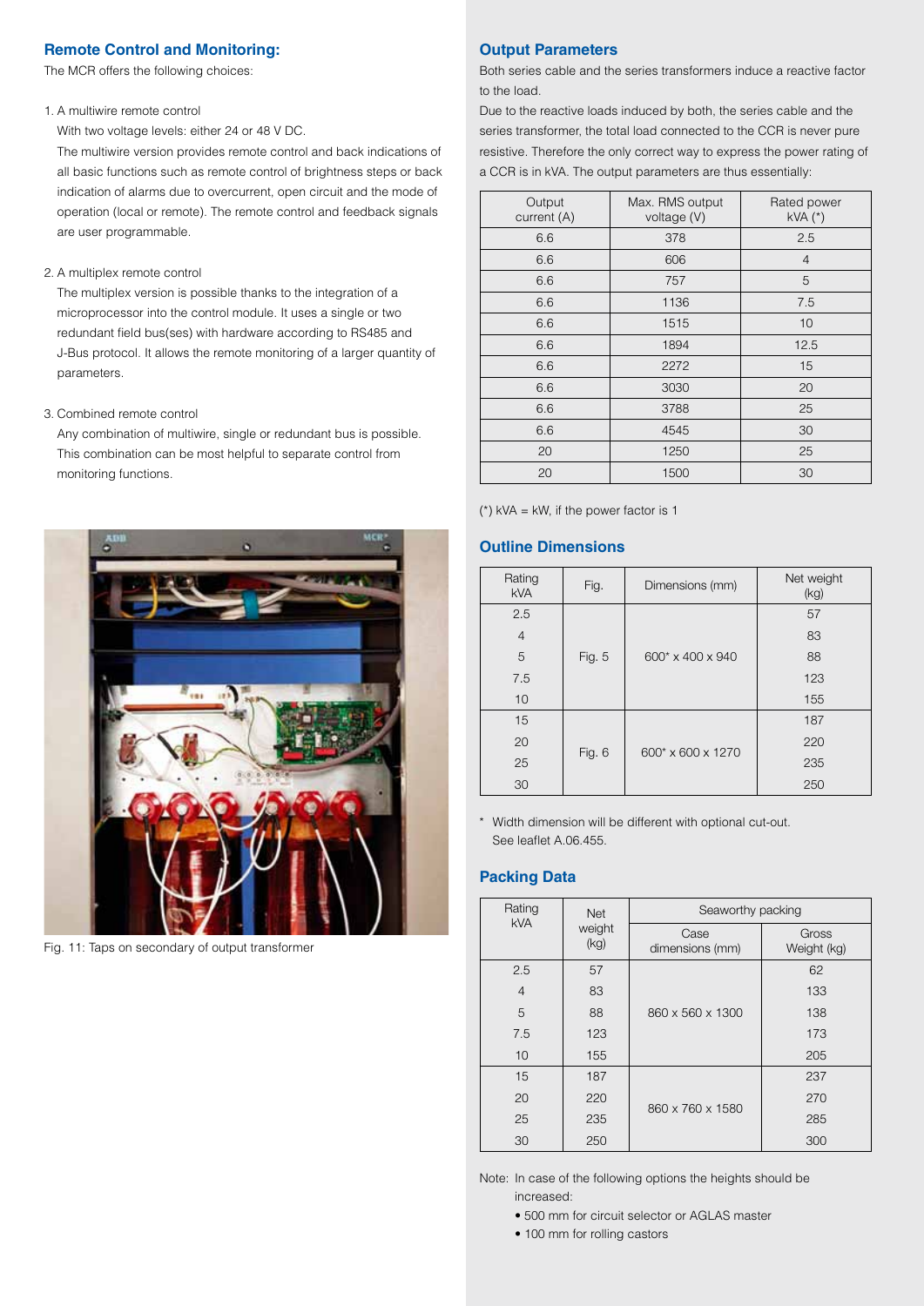## Remote Control and Monitoring:

The MCR offers the following choices:

1. A multiwire remote control

   With two voltage levels: either 24 or 48 V DC.

   The multiwire version provides remote control and back indications of all basic functions such as remote control of brightness steps or back indication of alarms due to overcurrent, open circuit and the mode of operation (local or remote). The remote control and feedback signals are user programmable.

2. A multiplex remote control

   The multiplex version is possible thanks to the integration of a microprocessor into the control module. It uses a single or two redundant field bus(ses) with hardware according to RS485 and J-Bus protocol. It allows the remote monitoring of a larger quantity of parameters.

3. Combined remote control

   Any combination of multiwire, single or redundant bus is possible. This combination can be most helpful to separate control from monitoring functions.

Fig. 11: Taps on secondary of output transformer

## Output Parameters

Both series cable and the series transformers induce a reactive factor to the load.

Due to the reactive loads induced by both, the series cable and the series transformer, the total load connected to the CCR is never pure resistive. Therefore the only correct way to express the power rating of a CCR is in kVA. The output parameters are thus essentially:

| Output current (A) | Max. RMS output voltage (V) | Rated power kVA (*) |
|---|---|---|
| 6.6 | 378 | 2.5 |
| 6.6 | 606 | 4 |
| 6.6 | 757 | 5 |
| 6.6 | 1136 | 7.5 |
| 6.6 | 1515 | 10 |
| 6.6 | 1894 | 12.5 |
| 6.6 | 2272 | 15 |
| 6.6 | 3030 | 20 |
| 6.6 | 3788 | 25 |
| 6.6 | 4545 | 30 |
| 20 | 1250 | 25 |
| 20 | 1500 | 30 |

(*) kVA = kW, if the power factor is 1

## Outline Dimensions

| Rating kVA | Fig. | Dimensions (mm) | Net weight (kg) |
|---|---|---|---|
| 2.5 | Fig. 5 | 600* x 400 x 940 | 57 |
| 4 | | | 83 |
| 5 | | | 88 |
| 7.5 | | | 123 |
| 10 | | | 155 |
| 15 | Fig. 6 | 600* x 600 x 1270 | 187 |
| 20 | | | 220 |
| 25 | | | 235 |
| 30 | | | 250 |

\* Width dimension will be different with optional cut-out. See leaflet A.06.455.

## Packing Data

| Rating kVA | Net weight (kg) | Seaworthy packing | |
|---|---|---|---|
| | | Case dimensions (mm) | Gross Weight (kg) |
| 2.5 | 57 | 860 x 560 x 1300 | 62 |
| 4 | 83 | | 133 |
| 5 | 88 | | 138 |
| 7.5 | 123 | | 173 |
| 10 | 155 | | 205 |
| 15 | 187 | 860 x 760 x 1580 | 237 |
| 20 | 220 | | 270 |
| 25 | 235 | | 285 |
| 30 | 250 | | 300 |

Note: In case of the following options the heights should be increased:

- 500 mm for circuit selector or AGLAS master
- 100 mm for rolling castors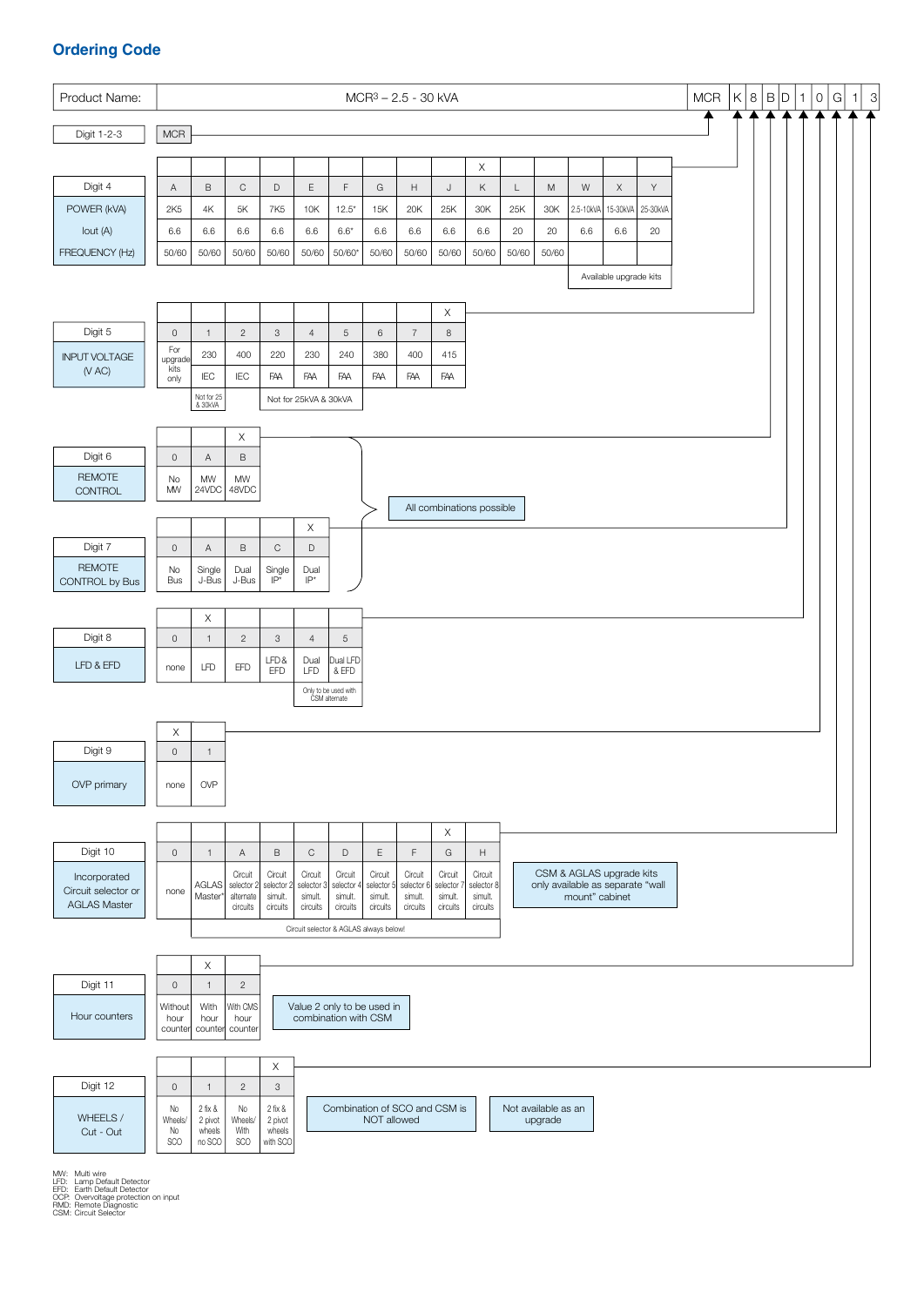## Ordering Code

| Product Name: | MCR³ – 2.5 - 30 kVA | MCR | K | 8 | B | D | 1 | 0 | G | 1 | 3 |
|---|---|---|---|---|---|---|---|---|---|---|---|

**Digit 1-2-3:** MCR

**Digit 4**

| | A | B | C | D | E | F | G | H | J | K (X) | L | M | W | X | Y |
|---|---|---|---|---|---|---|---|---|---|---|---|---|---|---|---|
| POWER (kVA) | 2K5 | 4K | 5K | 7K5 | 10K | 12.5* | 15K | 20K | 25K | 30K | 25K | 30K | 2.5-10kVA | 15-30kVA | 25-30kVA |
| Iout (A) | 6.6 | 6.6 | 6.6 | 6.6 | 6.6 | 6.6* | 6.6 | 6.6 | 6.6 | 6.6 | 20 | 20 | 6.6 | 6.6 | 20 |
| FREQUENCY (Hz) | 50/60 | 50/60 | 50/60 | 50/60 | 50/60 | 50/60* | 50/60 | 50/60 | 50/60 | 50/60 | 50/60 | 50/60 | | | |

W, X, Y: Available upgrade kits

**Digit 5**

| | 0 | 1 | 2 | 3 | 4 | 5 | 6 | 7 | 8 (X) |
|---|---|---|---|---|---|---|---|---|---|
| INPUT VOLTAGE (V AC) | For upgrade kits only | 230 | 400 | 220 | 230 | 240 | 380 | 400 | 415 |
| | | IEC | IEC | FAA | FAA | FAA | FAA | FAA | FAA |

1: Not for 25 & 30kVA
3–5: Not for 25kVA & 30kVA

**Digit 6**

| | 0 | A | B (X) |
|---|---|---|---|
| REMOTE CONTROL | No MW | MW 24VDC | MW 48VDC |

**Digit 7**

| | 0 | A | B | C | D (X) |
|---|---|---|---|---|---|
| REMOTE CONTROL by Bus | No Bus | Single J-Bus | Dual J-Bus | Single IP* | Dual IP* |

Digits 6 & 7: All combinations possible

**Digit 8**

| | 0 | 1 (X) | 2 | 3 | 4 | 5 |
|---|---|---|---|---|---|---|
| LFD & EFD | none | LFD | EFD | LFD & EFD | Dual LFD | Dual LFD & EFD |

4, 5: Only to be used with CSM alternate

**Digit 9**

| | 0 (X) | 1 |
|---|---|---|
| OVP primary | none | OVP |

**Digit 10**

| | 0 | 1 | A | B | C | D | E | F | G (X) | H |
|---|---|---|---|---|---|---|---|---|---|---|
| Incorporated Circuit selector or AGLAS Master | none | AGLAS Master* | Circuit selector 2 alternate circuits | Circuit selector 2 simult. circuits | Circuit selector 3 simult. circuits | Circuit selector 4 simult. circuits | Circuit selector 5 simult. circuits | Circuit selector 6 simult. circuits | Circuit selector 7 simult. circuits | Circuit selector 8 simult. circuits |

Circuit selector & AGLAS always below!

CSM & AGLAS upgrade kits only available as separate "wall mount" cabinet

**Digit 11**

| | 0 | 1 (X) | 2 |
|---|---|---|---|
| Hour counters | Without hour counter | With hour counter | With CMS hour counter |

Value 2 only to be used in combination with CSM

**Digit 12**

| | 0 | 1 | 2 | 3 (X) |
|---|---|---|---|---|
| WHEELS / Cut - Out | No Wheels/ No SCO | 2 fix & 2 pivot wheels no SCO | No Wheels/ With SCO | 2 fix & 2 pivot wheels with SCO |

Combination of SCO and CSM is NOT allowed

Not available as an upgrade

MW: Multi wire
LFD: Lamp Default Detector
EFD: Earth Default Detector
OCP: Overvoltage protection on input
RMD: Remote Diagnostic
CSM: Circuit Selector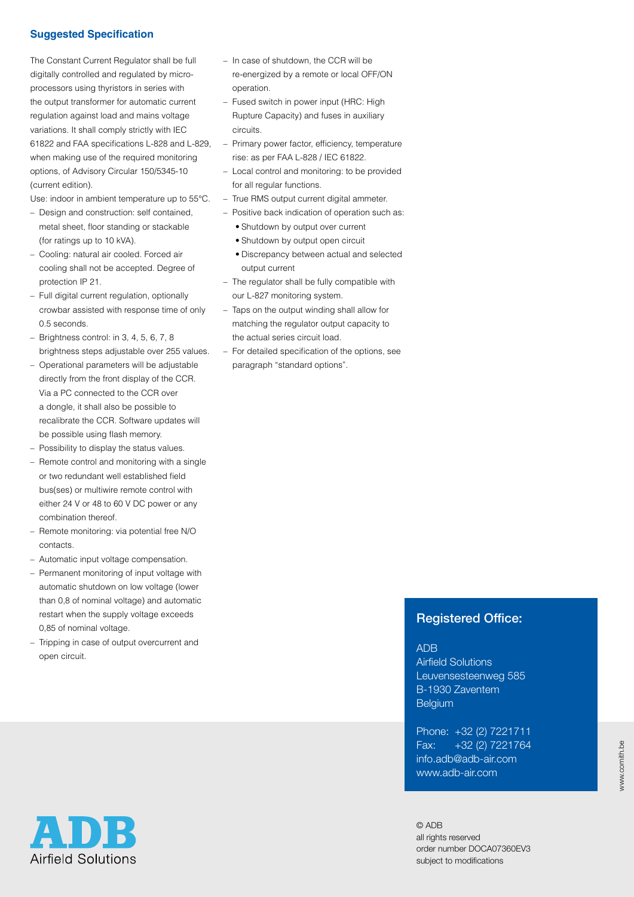## Suggested Specification

The Constant Current Regulator shall be full digitally controlled and regulated by micro-processors using thyristors in series with the output transformer for automatic current regulation against load and mains voltage variations. It shall comply strictly with IEC 61822 and FAA specifications L-828 and L-829, when making use of the required monitoring options, of Advisory Circular 150/5345-10 (current edition).

Use: indoor in ambient temperature up to 55°C.

- Design and construction: self contained, metal sheet, floor standing or stackable (for ratings up to 10 kVA).
- Cooling: natural air cooled. Forced air cooling shall not be accepted. Degree of protection IP 21.
- Full digital current regulation, optionally crowbar assisted with response time of only 0.5 seconds.
- Brightness control: in 3, 4, 5, 6, 7, 8 brightness steps adjustable over 255 values.
- Operational parameters will be adjustable directly from the front display of the CCR. Via a PC connected to the CCR over a dongle, it shall also be possible to recalibrate the CCR. Software updates will be possible using flash memory.
- Possibility to display the status values.
- Remote control and monitoring with a single or two redundant well established field bus(ses) or multiwire remote control with either 24 V or 48 to 60 V DC power or any combination thereof.
- Remote monitoring: via potential free N/O contacts.
- Automatic input voltage compensation.
- Permanent monitoring of input voltage with automatic shutdown on low voltage (lower than 0,8 of nominal voltage) and automatic restart when the supply voltage exceeds 0,85 of nominal voltage.
- Tripping in case of output overcurrent and open circuit.
- In case of shutdown, the CCR will be re-energized by a remote or local OFF/ON operation.
- Fused switch in power input (HRC: High Rupture Capacity) and fuses in auxiliary circuits.
- Primary power factor, efficiency, temperature rise: as per FAA L-828 / IEC 61822.
- Local control and monitoring: to be provided for all regular functions.
- True RMS output current digital ammeter.
- Positive back indication of operation such as:
  - Shutdown by output over current
  - Shutdown by output open circuit
  - Discrepancy between actual and selected output current
- The regulator shall be fully compatible with our L-827 monitoring system.
- Taps on the output winding shall allow for matching the regulator output capacity to the actual series circuit load.
- For detailed specification of the options, see paragraph "standard options".

### Registered Office:

ADB
Airfield Solutions
Leuvensesteenweg 585
B-1930 Zaventem
Belgium

Phone: +32 (2) 7221711
Fax: +32 (2) 7221764
info.adb@adb-air.com
www.adb-air.com

ADB
Airfield Solutions

© ADB
all rights reserved
order number DOCA07360EV3
subject to modifications

www.comith.be